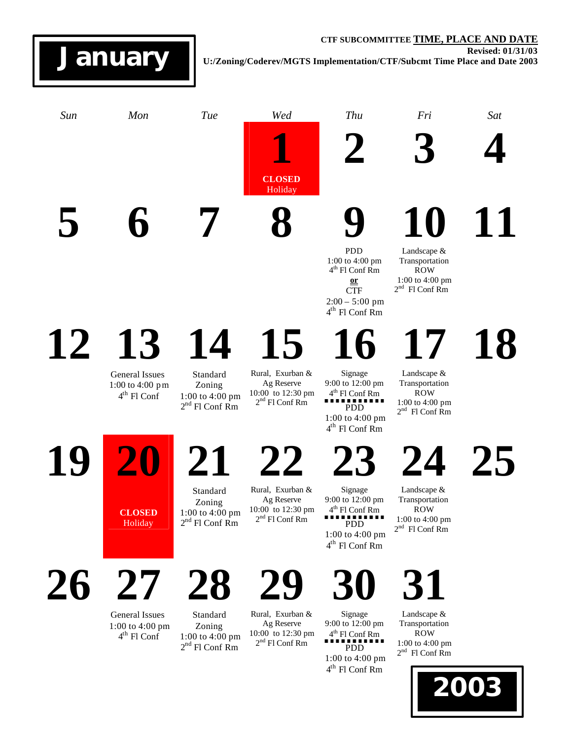# January

**CTF SUBCOMMITTEE TIME, PLACE AND DATE**
**Revised: 01/31/03**
**U:/Zoning/Coderev/MGTS Implementation/CTF/Subcmt Time Place and Date 2003**

| *Sun* | *Mon* | *Tue* | *Wed* | *Thu* | *Fri* | *Sat* |
|---|---|---|---|---|---|---|
| | | | **1**<br>**CLOSED**<br>Holiday | **2** | **3** | **4** |
| **5** | **6** | **7** | **8** | **9**<br>PDD<br>1:00 to 4:00 pm<br>4th Fl Conf Rm<br>**or**<br>CTF<br>2:00 – 5:00 pm<br>4th Fl Conf Rm | **10**<br>Landscape & Transportation ROW<br>1:00 to 4:00 pm<br>2nd Fl Conf Rm | **11** |
| **12** | **13**<br>General Issues<br>1:00 to 4:00 pm<br>4th Fl Conf | **14**<br>Standard Zoning<br>1:00 to 4:00 pm<br>2nd Fl Conf Rm | **15**<br>Rural, Exurban & Ag Reserve<br>10:00 to 12:30 pm<br>2nd Fl Conf Rm | **16**<br>Signage<br>9:00 to 12:00 pm<br>4th Fl Conf Rm<br>PDD<br>1:00 to 4:00 pm<br>4th Fl Conf Rm | **17**<br>Landscape & Transportation ROW<br>1:00 to 4:00 pm<br>2nd Fl Conf Rm | **18** |
| **19** | **20**<br>**CLOSED**<br>Holiday | **21**<br>Standard Zoning<br>1:00 to 4:00 pm<br>2nd Fl Conf Rm | **22**<br>Rural, Exurban & Ag Reserve<br>10:00 to 12:30 pm<br>2nd Fl Conf Rm | **23**<br>Signage<br>9:00 to 12:00 pm<br>4th Fl Conf Rm<br>PDD<br>1:00 to 4:00 pm<br>4th Fl Conf Rm | **24**<br>Landscape & Transportation ROW<br>1:00 to 4:00 pm<br>2nd Fl Conf Rm | **25** |
| **26** | **27**<br>General Issues<br>1:00 to 4:00 pm<br>4th Fl Conf | **28**<br>Standard Zoning<br>1:00 to 4:00 pm<br>2nd Fl Conf Rm | **29**<br>Rural, Exurban & Ag Reserve<br>10:00 to 12:30 pm<br>2nd Fl Conf Rm | **30**<br>Signage<br>9:00 to 12:00 pm<br>4th Fl Conf Rm<br>PDD<br>1:00 to 4:00 pm<br>4th Fl Conf Rm | **31**<br>Landscape & Transportation ROW<br>1:00 to 4:00 pm<br>2nd Fl Conf Rm | |

**2003**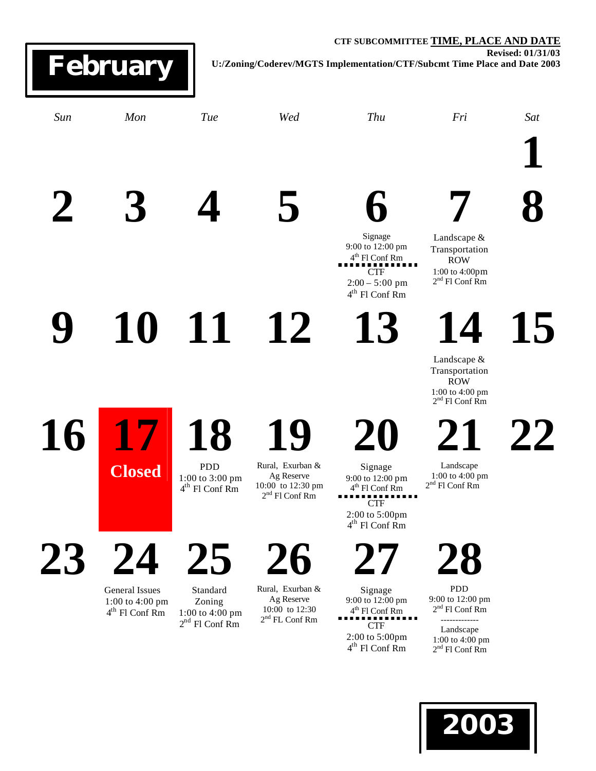CTF SUBCOMMITTEE **TIME, PLACE AND DATE**
**Revised: 01/31/03**
**U:/Zoning/Coderev/MGTS Implementation/CTF/Subcmt Time Place and Date 2003**

# February 2003

| *Sun* | *Mon* | *Tue* | *Wed* | *Thu* | *Fri* | *Sat* |
|---|---|---|---|---|---|---|
| | | | | | | **1** |
| **2** | **3** | **4** | **5** | **6**<br>Signage<br>9:00 to 12:00 pm<br>4th Fl Conf Rm<br>CTF<br>2:00 – 5:00 pm<br>4th Fl Conf Rm | **7**<br>Landscape & Transportation ROW<br>1:00 to 4:00pm<br>2nd Fl Conf Rm | **8** |
| **9** | **10** | **11** | **12** | **13** | **14**<br>Landscape & Transportation ROW<br>1:00 to 4:00 pm<br>2nd Fl Conf Rm | **15** |
| **16** | **17**<br>**Closed** | **18**<br>PDD<br>1:00 to 3:00 pm<br>4th Fl Conf Rm | **19**<br>Rural, Exurban & Ag Reserve<br>10:00 to 12:30 pm<br>2nd Fl Conf Rm | **20**<br>Signage<br>9:00 to 12:00 pm<br>4th Fl Conf Rm<br>CTF<br>2:00 to 5:00pm<br>4th Fl Conf Rm | **21**<br>Landscape<br>1:00 to 4:00 pm<br>2nd Fl Conf Rm | **22** |
| **23** | **24**<br>General Issues<br>1:00 to 4:00 pm<br>4th Fl Conf Rm | **25**<br>Standard Zoning<br>1:00 to 4:00 pm<br>2nd Fl Conf Rm | **26**<br>Rural, Exurban & Ag Reserve<br>10:00 to 12:30<br>2nd FL Conf Rm | **27**<br>Signage<br>9:00 to 12:00 pm<br>4th Fl Conf Rm<br>CTF<br>2:00 to 5:00pm<br>4th Fl Conf Rm | **28**<br>PDD<br>9:00 to 12:00 pm<br>2nd Fl Conf Rm<br>-------------<br>Landscape<br>1:00 to 4:00 pm<br>2nd Fl Conf Rm | |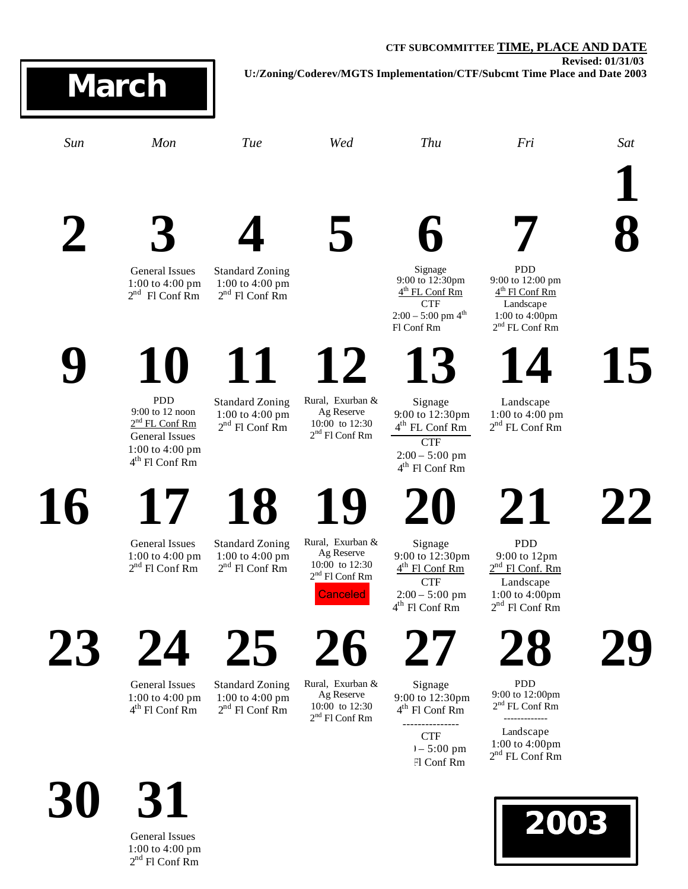CTF SUBCOMMITTEE **TIME, PLACE AND DATE**

**Revised: 01/31/03**

**U:/Zoning/Coderev/MGTS Implementation/CTF/Subcmt Time Place and Date 2003**

# March 2003

| Sun | Mon | Tue | Wed | Thu | Fri | Sat |
|---|---|---|---|---|---|---|
| | | | | | | **1** |
| **2** | **3** General Issues 1:00 to 4:00 pm 2nd Fl Conf Rm | **4** Standard Zoning 1:00 to 4:00 pm 2nd Fl Conf Rm | **5** | **6** Signage 9:00 to 12:30pm 4th FL Conf Rm; CTF 2:00 – 5:00 pm 4th Fl Conf Rm | **7** PDD 9:00 to 12:00 pm 4th Fl Conf Rm; Landscape 1:00 to 4:00pm 2nd FL Conf Rm | **8** |
| **9** | **10** PDD 9:00 to 12 noon 2nd FL Conf Rm; General Issues 1:00 to 4:00 pm 4th Fl Conf Rm | **11** Standard Zoning 1:00 to 4:00 pm 2nd Fl Conf Rm | **12** Rural, Exurban & Ag Reserve 10:00 to 12:30 2nd Fl Conf Rm | **13** Signage 9:00 to 12:30pm 4th FL Conf Rm; CTF 2:00 – 5:00 pm 4th Fl Conf Rm | **14** Landscape 1:00 to 4:00 pm 2nd FL Conf Rm | **15** |
| **16** | **17** General Issues 1:00 to 4:00 pm 2nd Fl Conf Rm | **18** Standard Zoning 1:00 to 4:00 pm 2nd Fl Conf Rm | **19** Rural, Exurban & Ag Reserve 10:00 to 12:30 2nd Fl Conf Rm — Canceled | **20** Signage 9:00 to 12:30pm 4th Fl Conf Rm; CTF 2:00 – 5:00 pm 4th Fl Conf Rm | **21** PDD 9:00 to 12pm 2nd Fl Conf. Rm; Landscape 1:00 to 4:00pm 2nd Fl Conf Rm | **22** |
| **23** | **24** General Issues 1:00 to 4:00 pm 4th Fl Conf Rm | **25** Standard Zoning 1:00 to 4:00 pm 2nd Fl Conf Rm | **26** Rural, Exurban & Ag Reserve 10:00 to 12:30 2nd Fl Conf Rm | **27** Signage 9:00 to 12:30pm 4th Fl Conf Rm; CTF ) – 5:00 pm Fl Conf Rm | **28** PDD 9:00 to 12:00pm 2nd FL Conf Rm; Landscape 1:00 to 4:00pm 2nd FL Conf Rm | **29** |
| **30** | **31** General Issues 1:00 to 4:00 pm 2nd Fl Conf Rm | | | | | |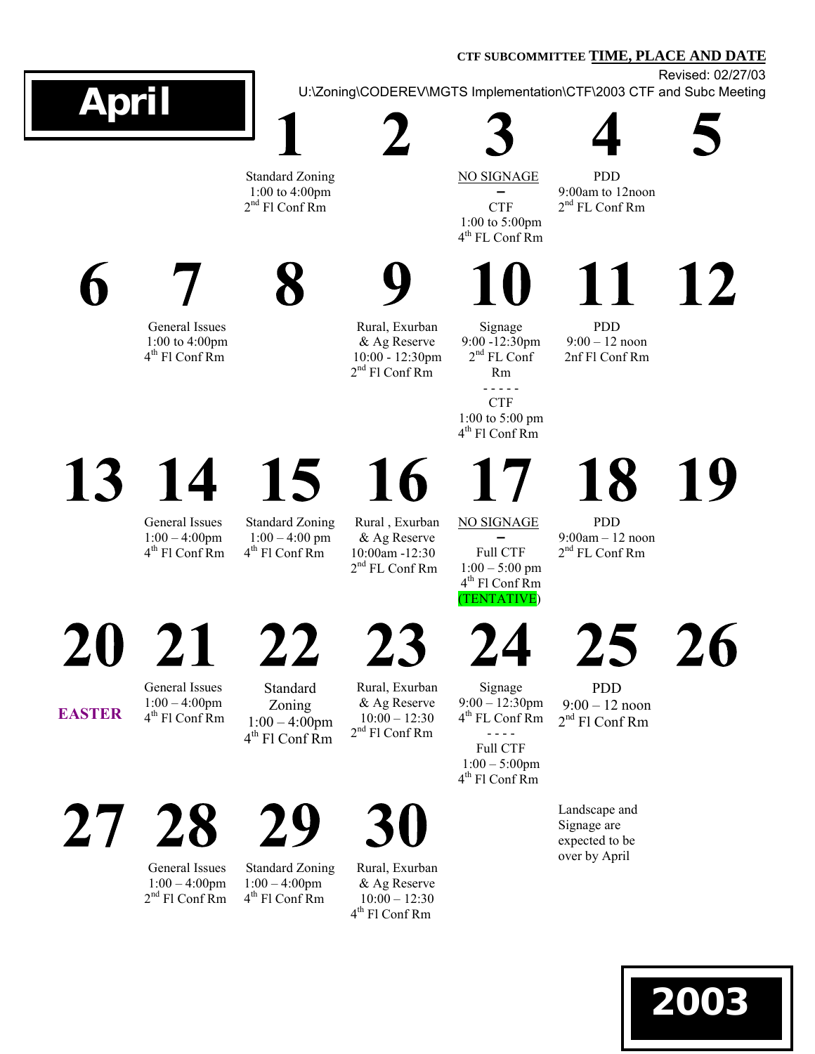CTF SUBCOMMITTEE **TIME, PLACE AND DATE**

Revised: 02/27/03

U:\Zoning\CODEREV\MGTS Implementation\CTF\2003 CTF and Subc Meeting

# April 2003

| Sun | Mon | Tue | Wed | Thu | Fri | Sat |
|---|---|---|---|---|---|---|
| | | **1**<br>Standard Zoning<br>1:00 to 4:00pm<br>2nd Fl Conf Rm | **2** | **3**<br>NO SIGNAGE<br>–<br>CTF<br>1:00 to 5:00pm<br>4th FL Conf Rm | **4**<br>PDD<br>9:00am to 12noon<br>2nd FL Conf Rm | **5** |
| **6** | **7**<br>General Issues<br>1:00 to 4:00pm<br>4th Fl Conf Rm | **8** | **9**<br>Rural, Exurban & Ag Reserve<br>10:00 - 12:30pm<br>2nd Fl Conf Rm | **10**<br>Signage<br>9:00 -12:30pm<br>2nd FL Conf Rm<br>- - - - -<br>CTF<br>1:00 to 5:00 pm<br>4th Fl Conf Rm | **11**<br>PDD<br>9:00 – 12 noon<br>2nf Fl Conf Rm | **12** |
| **13** | **14**<br>General Issues<br>1:00 – 4:00pm<br>4th Fl Conf Rm | **15**<br>Standard Zoning<br>1:00 – 4:00 pm<br>4th Fl Conf Rm | **16**<br>Rural , Exurban & Ag Reserve<br>10:00am -12:30<br>2nd FL Conf Rm | **17**<br>NO SIGNAGE<br>–<br>Full CTF<br>1:00 – 5:00 pm<br>4th Fl Conf Rm<br>(TENTATIVE) | **18**<br>PDD<br>9:00am – 12 noon<br>2nd FL Conf Rm | **19** |
| **20**<br>EASTER | **21**<br>General Issues<br>1:00 – 4:00pm<br>4th Fl Conf Rm | **22**<br>Standard Zoning<br>1:00 – 4:00pm<br>4th Fl Conf Rm | **23**<br>Rural, Exurban & Ag Reserve<br>10:00 – 12:30<br>2nd Fl Conf Rm | **24**<br>Signage<br>9:00 – 12:30pm<br>4th FL Conf Rm<br>- - - -<br>Full CTF<br>1:00 – 5:00pm<br>4th Fl Conf Rm | **25**<br>PDD<br>9:00 – 12 noon<br>2nd Fl Conf Rm | **26** |
| **27** | **28**<br>General Issues<br>1:00 – 4:00pm<br>2nd Fl Conf Rm | **29**<br>Standard Zoning<br>1:00 – 4:00pm<br>4th Fl Conf Rm | **30**<br>Rural, Exurban & Ag Reserve<br>10:00 – 12:30<br>4th Fl Conf Rm | | Landscape and Signage are expected to be over by April | |